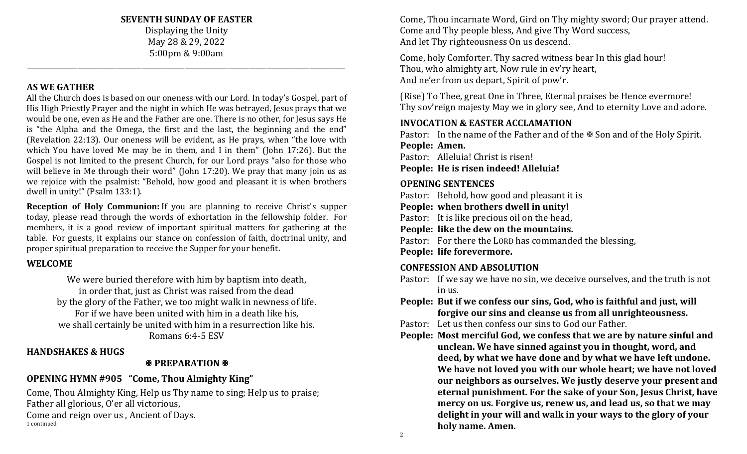# SEVENTH SUNDAY OF EASTER

Displaying the Unity
May 28 & 29, 2022
5:00pm & 9:00am

---

## AS WE GATHER

All the Church does is based on our oneness with our Lord. In today's Gospel, part of His High Priestly Prayer and the night in which He was betrayed, Jesus prays that we would be one, even as He and the Father are one. There is no other, for Jesus says He is "the Alpha and the Omega, the first and the last, the beginning and the end" (Revelation 22:13). Our oneness will be evident, as He prays, when "the love with which You have loved Me may be in them, and I in them" (John 17:26). But the Gospel is not limited to the present Church, for our Lord prays "also for those who will believe in Me through their word" (John 17:20). We pray that many join us as we rejoice with the psalmist: "Behold, how good and pleasant it is when brothers dwell in unity!" (Psalm 133:1).

**Reception of Holy Communion:** If you are planning to receive Christ's supper today, please read through the words of exhortation in the fellowship folder. For members, it is a good review of important spiritual matters for gathering at the table. For guests, it explains our stance on confession of faith, doctrinal unity, and proper spiritual preparation to receive the Supper for your benefit.

## WELCOME

We were buried therefore with him by baptism into death,
in order that, just as Christ was raised from the dead
by the glory of the Father, we too might walk in newness of life.
For if we have been united with him in a death like his,
we shall certainly be united with him in a resurrection like his.
Romans 6:4-5 ESV

## HANDSHAKES & HUGS

## ✠ PREPARATION ✠

## OPENING HYMN #905 "Come, Thou Almighty King"

Come, Thou Almighty King, Help us Thy name to sing; Help us to praise;
Father all glorious, O'er all victorious,
Come and reign over us , Ancient of Days.

Come, Thou incarnate Word, Gird on Thy mighty sword; Our prayer attend.
Come and Thy people bless, And give Thy Word success,
And let Thy righteousness On us descend.

Come, holy Comforter. Thy sacred witness bear In this glad hour!
Thou, who almighty art, Now rule in ev'ry heart,
And ne'er from us depart, Spirit of pow'r.

(Rise) To Thee, great One in Three, Eternal praises be Hence evermore!
Thy sov'reign majesty May we in glory see, And to eternity Love and adore.

## INVOCATION & EASTER ACCLAMATION

Pastor: In the name of the Father and of the ✠ Son and of the Holy Spirit.
**People: Amen.**
Pastor: Alleluia! Christ is risen!
**People: He is risen indeed! Alleluia!**

## OPENING SENTENCES

Pastor: Behold, how good and pleasant it is
**People: when brothers dwell in unity!**
Pastor: It is like precious oil on the head,
**People: like the dew on the mountains.**
Pastor: For there the LORD has commanded the blessing,
**People: life forevermore.**

## CONFESSION AND ABSOLUTION

Pastor: If we say we have no sin, we deceive ourselves, and the truth is not in us.
**People: But if we confess our sins, God, who is faithful and just, will forgive our sins and cleanse us from all unrighteousness.**
Pastor: Let us then confess our sins to God our Father.
**People: Most merciful God, we confess that we are by nature sinful and unclean. We have sinned against you in thought, word, and deed, by what we have done and by what we have left undone. We have not loved you with our whole heart; we have not loved our neighbors as ourselves. We justly deserve your present and eternal punishment. For the sake of your Son, Jesus Christ, have mercy on us. Forgive us, renew us, and lead us, so that we may delight in your will and walk in your ways to the glory of your holy name. Amen.**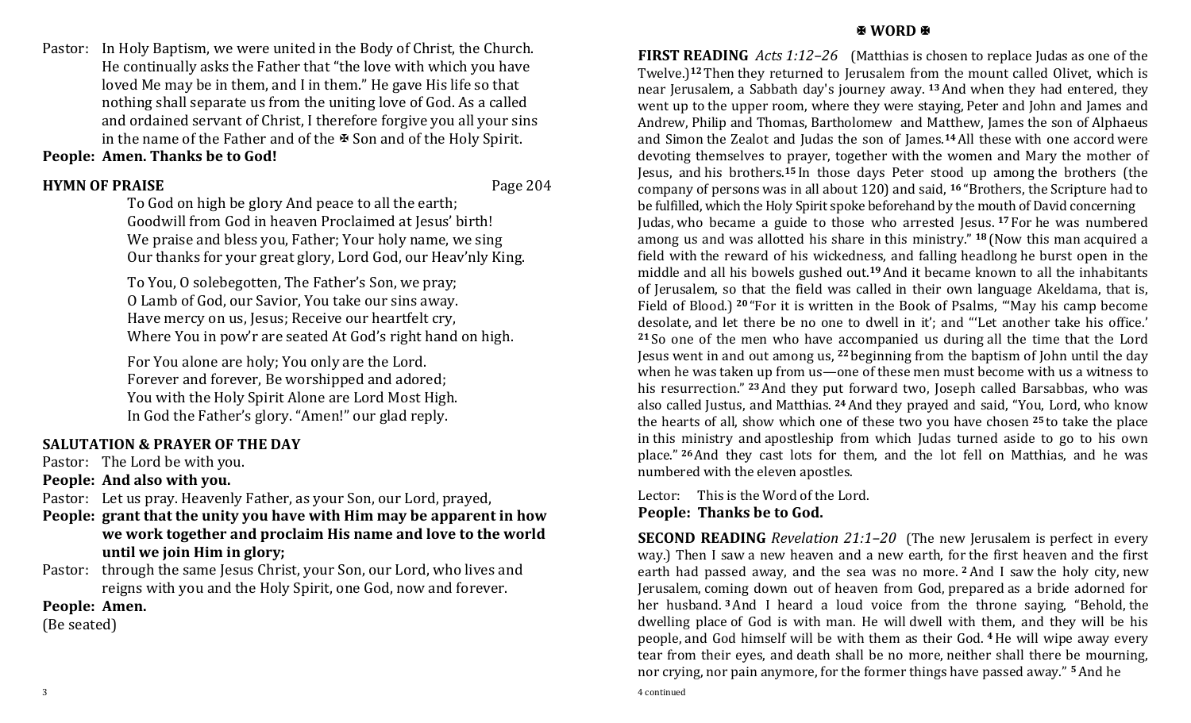Pastor: In Holy Baptism, we were united in the Body of Christ, the Church. He continually asks the Father that "the love with which you have loved Me may be in them, and I in them." He gave His life so that nothing shall separate us from the uniting love of God. As a called and ordained servant of Christ, I therefore forgive you all your sins in the name of the Father and of the ✠ Son and of the Holy Spirit.

**People: Amen. Thanks be to God!**

**HYMN OF PRAISE** Page 204

To God on high be glory And peace to all the earth;
Goodwill from God in heaven Proclaimed at Jesus' birth!
We praise and bless you, Father; Your holy name, we sing
Our thanks for your great glory, Lord God, our Heav'nly King.

To You, O solebegotten, The Father's Son, we pray;
O Lamb of God, our Savior, You take our sins away.
Have mercy on us, Jesus; Receive our heartfelt cry,
Where You in pow'r are seated At God's right hand on high.

For You alone are holy; You only are the Lord.
Forever and forever, Be worshipped and adored;
You with the Holy Spirit Alone are Lord Most High.
In God the Father's glory. "Amen!" our glad reply.

**SALUTATION & PRAYER OF THE DAY**

Pastor: The Lord be with you.

**People: And also with you.**

Pastor: Let us pray. Heavenly Father, as your Son, our Lord, prayed,

**People: grant that the unity you have with Him may be apparent in how we work together and proclaim His name and love to the world until we join Him in glory;**

Pastor: through the same Jesus Christ, your Son, our Lord, who lives and reigns with you and the Holy Spirit, one God, now and forever.

**People: Amen.**

(Be seated)

## ✠ WORD ✠

**FIRST READING** *Acts 1:12–26* (Matthias is chosen to replace Judas as one of the Twelve.) **12** Then they returned to Jerusalem from the mount called Olivet, which is near Jerusalem, a Sabbath day's journey away. **13** And when they had entered, they went up to the upper room, where they were staying, Peter and John and James and Andrew, Philip and Thomas, Bartholomew and Matthew, James the son of Alphaeus and Simon the Zealot and Judas the son of James. **14** All these with one accord were devoting themselves to prayer, together with the women and Mary the mother of Jesus, and his brothers. **15** In those days Peter stood up among the brothers (the company of persons was in all about 120) and said, **16** "Brothers, the Scripture had to be fulfilled, which the Holy Spirit spoke beforehand by the mouth of David concerning Judas, who became a guide to those who arrested Jesus. **17** For he was numbered among us and was allotted his share in this ministry." **18** (Now this man acquired a field with the reward of his wickedness, and falling headlong he burst open in the middle and all his bowels gushed out. **19** And it became known to all the inhabitants of Jerusalem, so that the field was called in their own language Akeldama, that is, Field of Blood.) **20** "For it is written in the Book of Psalms, "'May his camp become desolate, and let there be no one to dwell in it'; and "'Let another take his office.' **21** So one of the men who have accompanied us during all the time that the Lord Jesus went in and out among us, **22** beginning from the baptism of John until the day when he was taken up from us—one of these men must become with us a witness to his resurrection." **23** And they put forward two, Joseph called Barsabbas, who was also called Justus, and Matthias. **24** And they prayed and said, "You, Lord, who know the hearts of all, show which one of these two you have chosen **25** to take the place in this ministry and apostleship from which Judas turned aside to go to his own place." **26** And they cast lots for them, and the lot fell on Matthias, and he was numbered with the eleven apostles.

Lector: This is the Word of the Lord.

**People: Thanks be to God.**

**SECOND READING** *Revelation 21:1–20* (The new Jerusalem is perfect in every way.) Then I saw a new heaven and a new earth, for the first heaven and the first earth had passed away, and the sea was no more. **2** And I saw the holy city, new Jerusalem, coming down out of heaven from God, prepared as a bride adorned for her husband. **3** And I heard a loud voice from the throne saying, "Behold, the dwelling place of God is with man. He will dwell with them, and they will be his people, and God himself will be with them as their God. **4** He will wipe away every tear from their eyes, and death shall be no more, neither shall there be mourning, nor crying, nor pain anymore, for the former things have passed away." **5** And he

4 continued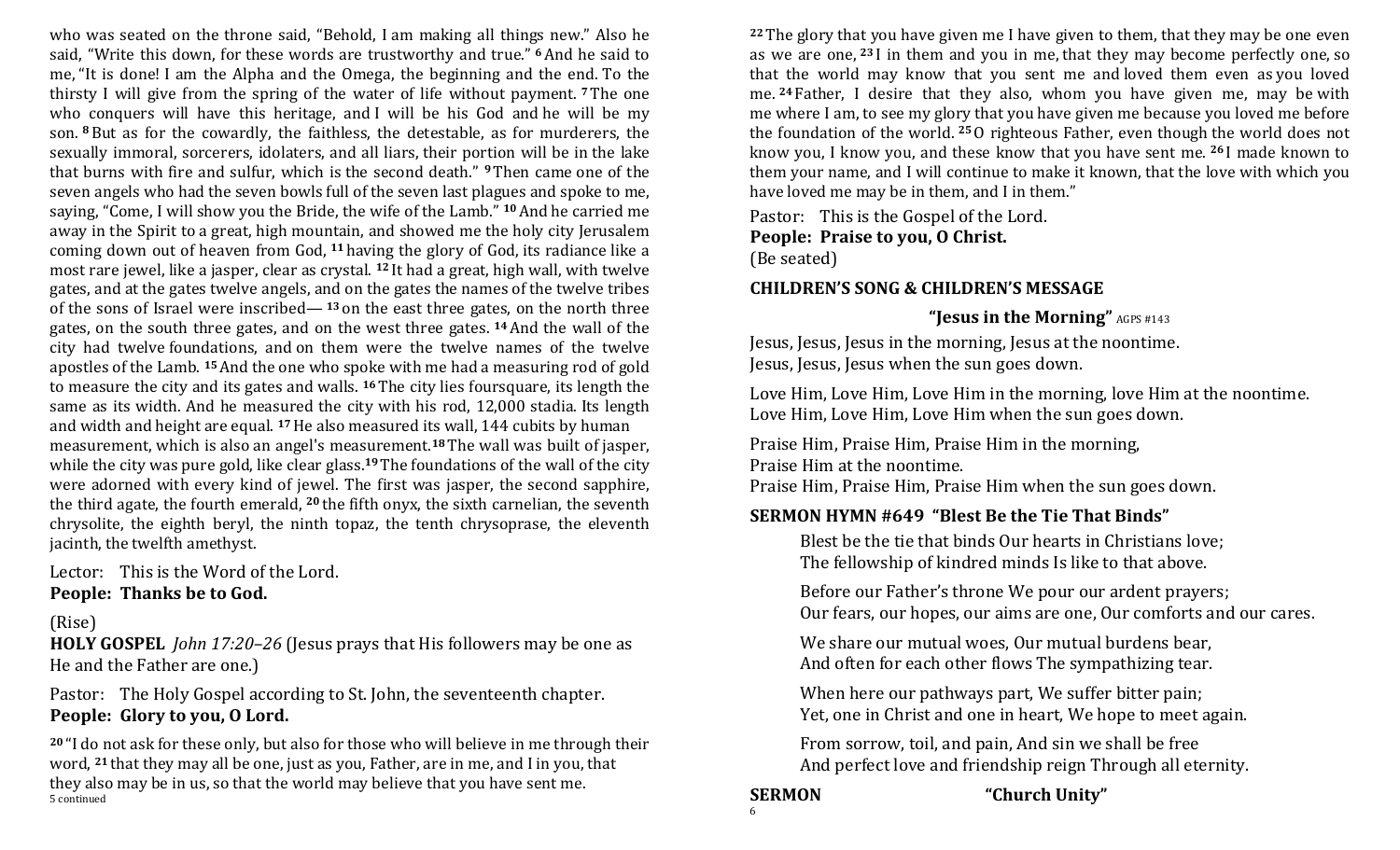who was seated on the throne said, "Behold, I am making all things new." Also he said, "Write this down, for these words are trustworthy and true." [6] And he said to me, "It is done! I am the Alpha and the Omega, the beginning and the end. To the thirsty I will give from the spring of the water of life without payment. [7] The one who conquers will have this heritage, and I will be his God and he will be my son. [8] But as for the cowardly, the faithless, the detestable, as for murderers, the sexually immoral, sorcerers, idolaters, and all liars, their portion will be in the lake that burns with fire and sulfur, which is the second death." [9] Then came one of the seven angels who had the seven bowls full of the seven last plagues and spoke to me, saying, "Come, I will show you the Bride, the wife of the Lamb." [10] And he carried me away in the Spirit to a great, high mountain, and showed me the holy city Jerusalem coming down out of heaven from God, [11] having the glory of God, its radiance like a most rare jewel, like a jasper, clear as crystal. [12] It had a great, high wall, with twelve gates, and at the gates twelve angels, and on the gates the names of the twelve tribes of the sons of Israel were inscribed— [13] on the east three gates, on the north three gates, on the south three gates, and on the west three gates. [14] And the wall of the city had twelve foundations, and on them were the twelve names of the twelve apostles of the Lamb. [15] And the one who spoke with me had a measuring rod of gold to measure the city and its gates and walls. [16] The city lies foursquare, its length the same as its width. And he measured the city with his rod, 12,000 stadia. Its length and width and height are equal. [17] He also measured its wall, 144 cubits by human measurement, which is also an angel's measurement. [18] The wall was built of jasper, while the city was pure gold, like clear glass. [19] The foundations of the wall of the city were adorned with every kind of jewel. The first was jasper, the second sapphire, the third agate, the fourth emerald, [20] the fifth onyx, the sixth carnelian, the seventh chrysolite, the eighth beryl, the ninth topaz, the tenth chrysoprase, the eleventh jacinth, the twelfth amethyst.

Lector: This is the Word of the Lord.
**People: Thanks be to God.**

(Rise)

**HOLY GOSPEL** *John 17:20–26* (Jesus prays that His followers may be one as He and the Father are one.)

Pastor: The Holy Gospel according to St. John, the seventeenth chapter.
**People: Glory to you, O Lord.**

[20] "I do not ask for these only, but also for those who will believe in me through their word, [21] that they may all be one, just as you, Father, are in me, and I in you, that they also may be in us, so that the world may believe that you have sent me. [22] The glory that you have given me I have given to them, that they may be one even as we are one, [23] I in them and you in me, that they may become perfectly one, so that the world may know that you sent me and loved them even as you loved me. [24] Father, I desire that they also, whom you have given me, may be with me where I am, to see my glory that you have given me because you loved me before the foundation of the world. [25] O righteous Father, even though the world does not know you, I know you, and these know that you have sent me. [26] I made known to them your name, and I will continue to make it known, that the love with which you have loved me may be in them, and I in them."

Pastor: This is the Gospel of the Lord.
**People: Praise to you, O Christ.**
(Be seated)

**CHILDREN'S SONG & CHILDREN'S MESSAGE**

**"Jesus in the Morning"** AGPS #143

Jesus, Jesus, Jesus in the morning, Jesus at the noontime.
Jesus, Jesus, Jesus when the sun goes down.

Love Him, Love Him, Love Him in the morning, love Him at the noontime.
Love Him, Love Him, Love Him when the sun goes down.

Praise Him, Praise Him, Praise Him in the morning,
Praise Him at the noontime.
Praise Him, Praise Him, Praise Him when the sun goes down.

**SERMON HYMN #649 "Blest Be the Tie That Binds"**

Blest be the tie that binds Our hearts in Christians love;
The fellowship of kindred minds Is like to that above.

Before our Father's throne We pour our ardent prayers;
Our fears, our hopes, our aims are one, Our comforts and our cares.

We share our mutual woes, Our mutual burdens bear,
And often for each other flows The sympathizing tear.

When here our pathways part, We suffer bitter pain;
Yet, one in Christ and one in heart, We hope to meet again.

From sorrow, toil, and pain, And sin we shall be free
And perfect love and friendship reign Through all eternity.

**SERMON** **"Church Unity"**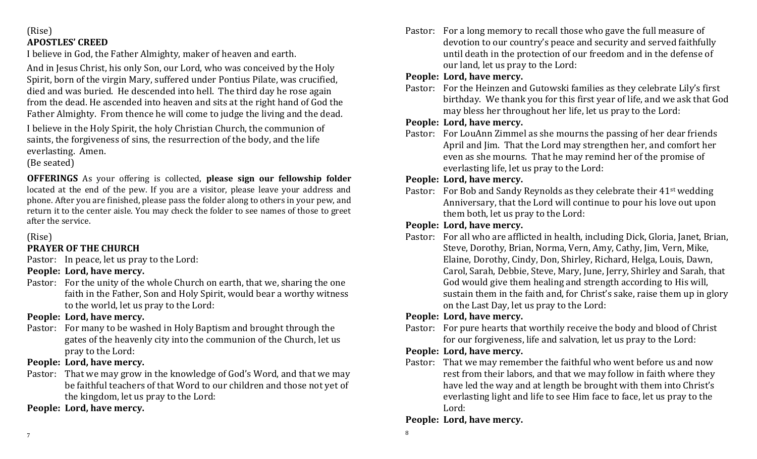(Rise)

**APOSTLES' CREED**

I believe in God, the Father Almighty, maker of heaven and earth.

And in Jesus Christ, his only Son, our Lord, who was conceived by the Holy Spirit, born of the virgin Mary, suffered under Pontius Pilate, was crucified, died and was buried. He descended into hell. The third day he rose again from the dead. He ascended into heaven and sits at the right hand of God the Father Almighty. From thence he will come to judge the living and the dead.

I believe in the Holy Spirit, the holy Christian Church, the communion of saints, the forgiveness of sins, the resurrection of the body, and the life everlasting. Amen.

(Be seated)

**OFFERINGS** As your offering is collected, **please sign our fellowship folder** located at the end of the pew. If you are a visitor, please leave your address and phone. After you are finished, please pass the folder along to others in your pew, and return it to the center aisle. You may check the folder to see names of those to greet after the service.

(Rise)

**PRAYER OF THE CHURCH**

Pastor: In peace, let us pray to the Lord:

**People: Lord, have mercy.**

Pastor: For the unity of the whole Church on earth, that we, sharing the one faith in the Father, Son and Holy Spirit, would bear a worthy witness to the world, let us pray to the Lord:

**People: Lord, have mercy.**

Pastor: For many to be washed in Holy Baptism and brought through the gates of the heavenly city into the communion of the Church, let us pray to the Lord:

**People: Lord, have mercy.**

Pastor: That we may grow in the knowledge of God's Word, and that we may be faithful teachers of that Word to our children and those not yet of the kingdom, let us pray to the Lord:

**People: Lord, have mercy.**

Pastor: For a long memory to recall those who gave the full measure of devotion to our country's peace and security and served faithfully until death in the protection of our freedom and in the defense of our land, let us pray to the Lord:

**People: Lord, have mercy.**

Pastor: For the Heinzen and Gutowski families as they celebrate Lily's first birthday. We thank you for this first year of life, and we ask that God may bless her throughout her life, let us pray to the Lord:

**People: Lord, have mercy.**

Pastor: For LouAnn Zimmel as she mourns the passing of her dear friends April and Jim. That the Lord may strengthen her, and comfort her even as she mourns. That he may remind her of the promise of everlasting life, let us pray to the Lord:

**People: Lord, have mercy.**

Pastor: For Bob and Sandy Reynolds as they celebrate their 41st wedding Anniversary, that the Lord will continue to pour his love out upon them both, let us pray to the Lord:

**People: Lord, have mercy.**

Pastor: For all who are afflicted in health, including Dick, Gloria, Janet, Brian, Steve, Dorothy, Brian, Norma, Vern, Amy, Cathy, Jim, Vern, Mike, Elaine, Dorothy, Cindy, Don, Shirley, Richard, Helga, Louis, Dawn, Carol, Sarah, Debbie, Steve, Mary, June, Jerry, Shirley and Sarah, that God would give them healing and strength according to His will, sustain them in the faith and, for Christ's sake, raise them up in glory on the Last Day, let us pray to the Lord:

**People: Lord, have mercy.**

Pastor: For pure hearts that worthily receive the body and blood of Christ for our forgiveness, life and salvation, let us pray to the Lord:

**People: Lord, have mercy.**

Pastor: That we may remember the faithful who went before us and now rest from their labors, and that we may follow in faith where they have led the way and at length be brought with them into Christ's everlasting light and life to see Him face to face, let us pray to the Lord:

**People: Lord, have mercy.**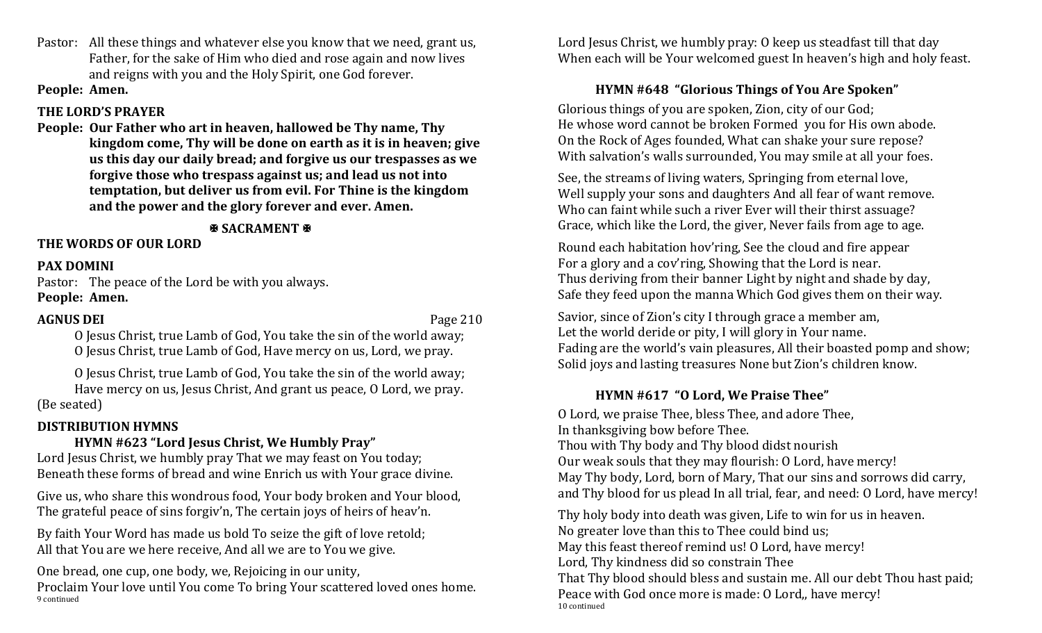Pastor: All these things and whatever else you know that we need, grant us, Father, for the sake of Him who died and rose again and now lives and reigns with you and the Holy Spirit, one God forever.

**People: Amen.**

**THE LORD'S PRAYER**

**People: Our Father who art in heaven, hallowed be Thy name, Thy kingdom come, Thy will be done on earth as it is in heaven; give us this day our daily bread; and forgive us our trespasses as we forgive those who trespass against us; and lead us not into temptation, but deliver us from evil. For Thine is the kingdom and the power and the glory forever and ever. Amen.**

**✠ SACRAMENT ✠**

**THE WORDS OF OUR LORD**

**PAX DOMINI**

Pastor: The peace of the Lord be with you always.

**People: Amen.**

**AGNUS DEI** Page 210

O Jesus Christ, true Lamb of God, You take the sin of the world away;
O Jesus Christ, true Lamb of God, Have mercy on us, Lord, we pray.

O Jesus Christ, true Lamb of God, You take the sin of the world away;
Have mercy on us, Jesus Christ, And grant us peace, O Lord, we pray.

(Be seated)

**DISTRIBUTION HYMNS**

**HYMN #623 "Lord Jesus Christ, We Humbly Pray"**

Lord Jesus Christ, we humbly pray That we may feast on You today;
Beneath these forms of bread and wine Enrich us with Your grace divine.

Give us, who share this wondrous food, Your body broken and Your blood,
The grateful peace of sins forgiv'n, The certain joys of heirs of heav'n.

By faith Your Word has made us bold To seize the gift of love retold;
All that You are we here receive, And all we are to You we give.

One bread, one cup, one body, we, Rejoicing in our unity,
Proclaim Your love until You come To bring Your scattered loved ones home.

Lord Jesus Christ, we humbly pray: O keep us steadfast till that day
When each will be Your welcomed guest In heaven's high and holy feast.

**HYMN #648 "Glorious Things of You Are Spoken"**

Glorious things of you are spoken, Zion, city of our God;
He whose word cannot be broken Formed you for His own abode.
On the Rock of Ages founded, What can shake your sure repose?
With salvation's walls surrounded, You may smile at all your foes.

See, the streams of living waters, Springing from eternal love,
Well supply your sons and daughters And all fear of want remove.
Who can faint while such a river Ever will their thirst assuage?
Grace, which like the Lord, the giver, Never fails from age to age.

Round each habitation hov'ring, See the cloud and fire appear
For a glory and a cov'ring, Showing that the Lord is near.
Thus deriving from their banner Light by night and shade by day,
Safe they feed upon the manna Which God gives them on their way.

Savior, since of Zion's city I through grace a member am,
Let the world deride or pity, I will glory in Your name.
Fading are the world's vain pleasures, All their boasted pomp and show;
Solid joys and lasting treasures None but Zion's children know.

**HYMN #617 "O Lord, We Praise Thee"**

O Lord, we praise Thee, bless Thee, and adore Thee,
In thanksgiving bow before Thee.
Thou with Thy body and Thy blood didst nourish
Our weak souls that they may flourish: O Lord, have mercy!
May Thy body, Lord, born of Mary, That our sins and sorrows did carry,
and Thy blood for us plead In all trial, fear, and need: O Lord, have mercy!

Thy holy body into death was given, Life to win for us in heaven.
No greater love than this to Thee could bind us;
May this feast thereof remind us! O Lord, have mercy!
Lord, Thy kindness did so constrain Thee
That Thy blood should bless and sustain me. All our debt Thou hast paid;
Peace with God once more is made: O Lord,, have mercy!

10 continued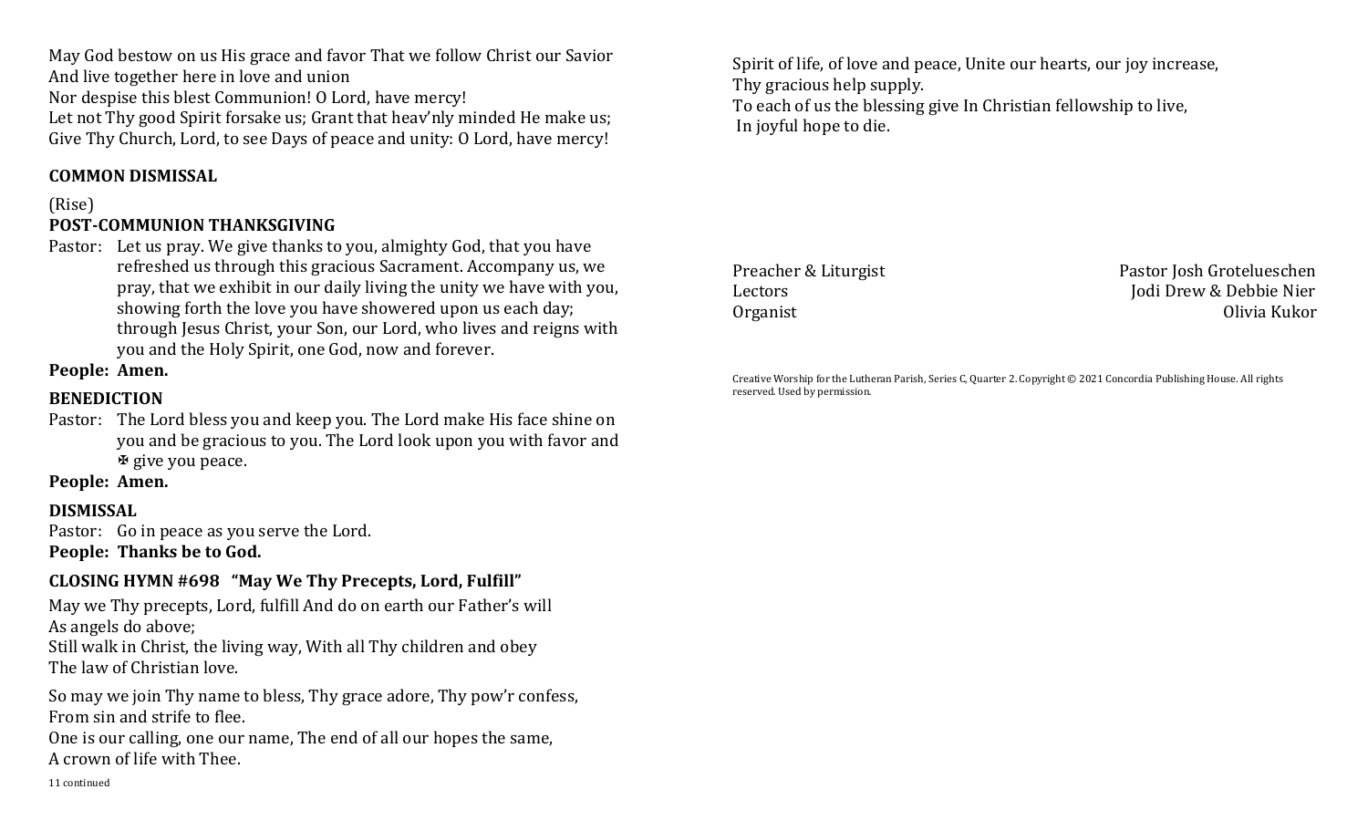May God bestow on us His grace and favor That we follow Christ our Savior
And live together here in love and union
Nor despise this blest Communion! O Lord, have mercy!
Let not Thy good Spirit forsake us; Grant that heav'nly minded He make us;
Give Thy Church, Lord, to see Days of peace and unity: O Lord, have mercy!

**COMMON DISMISSAL**

(Rise)

**POST-COMMUNION THANKSGIVING**

Pastor: Let us pray. We give thanks to you, almighty God, that you have refreshed us through this gracious Sacrament. Accompany us, we pray, that we exhibit in our daily living the unity we have with you, showing forth the love you have showered upon us each day; through Jesus Christ, your Son, our Lord, who lives and reigns with you and the Holy Spirit, one God, now and forever.

**People: Amen.**

**BENEDICTION**

Pastor: The Lord bless you and keep you. The Lord make His face shine on you and be gracious to you. The Lord look upon you with favor and ✠ give you peace.

**People: Amen.**

**DISMISSAL**

Pastor: Go in peace as you serve the Lord.

**People: Thanks be to God.**

**CLOSING HYMN #698 "May We Thy Precepts, Lord, Fulfill"**

May we Thy precepts, Lord, fulfill And do on earth our Father's will
As angels do above;
Still walk in Christ, the living way, With all Thy children and obey
The law of Christian love.

So may we join Thy name to bless, Thy grace adore, Thy pow'r confess,
From sin and strife to flee.
One is our calling, one our name, The end of all our hopes the same,
A crown of life with Thee.

11 continued

Spirit of life, of love and peace, Unite our hearts, our joy increase,
Thy gracious help supply.
To each of us the blessing give In Christian fellowship to live,
In joyful hope to die.

| | |
|---|---|
| Preacher & Liturgist | Pastor Josh Grotelueschen |
| Lectors | Jodi Drew & Debbie Nier |
| Organist | Olivia Kukor |

Creative Worship for the Lutheran Parish, Series C, Quarter 2. Copyright © 2021 Concordia Publishing House. All rights reserved. Used by permission.